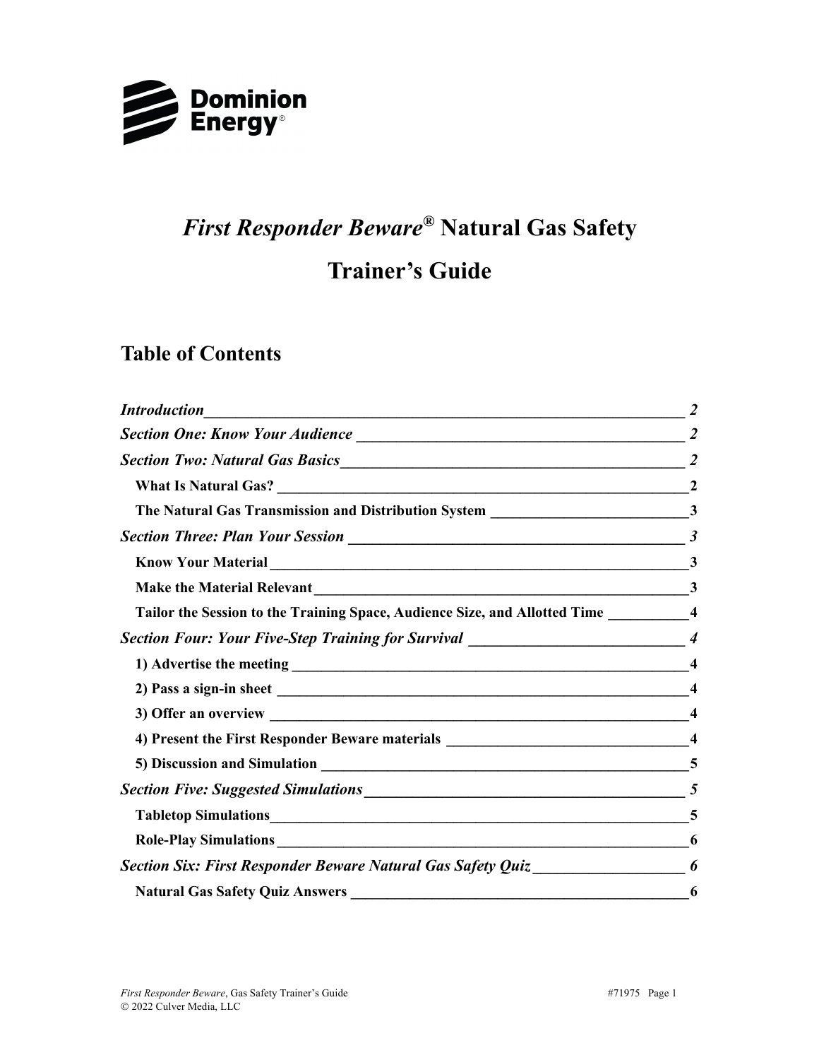Dominion Energy®

# *First Responder Beware®* Natural Gas Safety

# Trainer's Guide

## Table of Contents

*Introduction* 2

*Section One: Know Your Audience* 2

*Section Two: Natural Gas Basics* 2

- **What Is Natural Gas?** 2
- **The Natural Gas Transmission and Distribution System** 3

*Section Three: Plan Your Session* 3

- **Know Your Material** 3
- **Make the Material Relevant** 3
- **Tailor the Session to the Training Space, Audience Size, and Allotted Time** 4

*Section Four: Your Five-Step Training for Survival* 4

- **1) Advertise the meeting** 4
- **2) Pass a sign-in sheet** 4
- **3) Offer an overview** 4
- **4) Present the First Responder Beware materials** 4
- **5) Discussion and Simulation** 5

*Section Five: Suggested Simulations* 5

- **Tabletop Simulations** 5
- **Role-Play Simulations** 6

*Section Six: First Responder Beware Natural Gas Safety Quiz* 6

- **Natural Gas Safety Quiz Answers** 6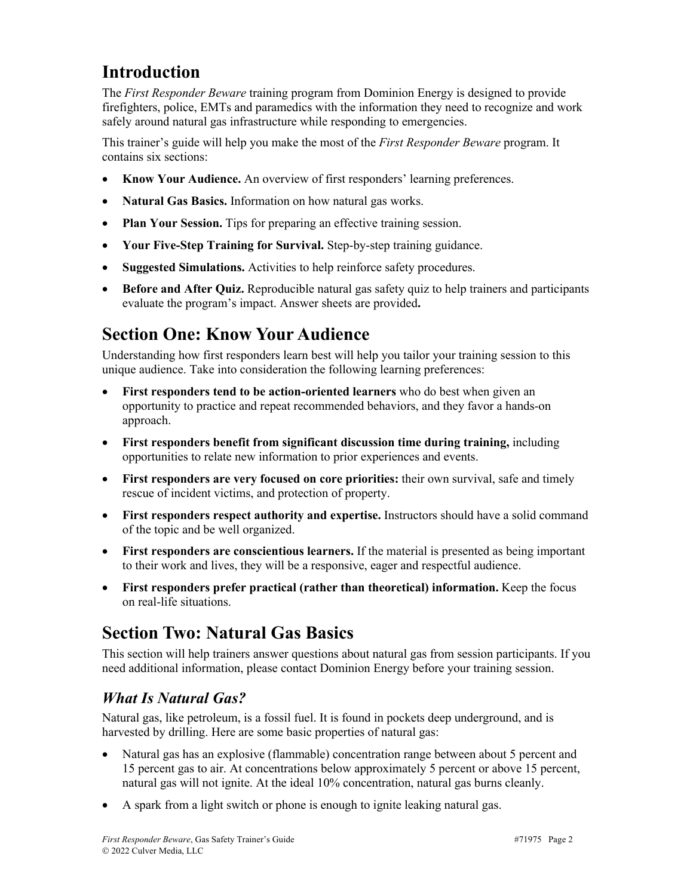## Introduction

The *First Responder Beware* training program from Dominion Energy is designed to provide firefighters, police, EMTs and paramedics with the information they need to recognize and work safely around natural gas infrastructure while responding to emergencies.

This trainer's guide will help you make the most of the *First Responder Beware* program. It contains six sections:

- **Know Your Audience.** An overview of first responders' learning preferences.
- **Natural Gas Basics.** Information on how natural gas works.
- **Plan Your Session.** Tips for preparing an effective training session.
- **Your Five-Step Training for Survival.** Step-by-step training guidance.
- **Suggested Simulations.** Activities to help reinforce safety procedures.
- **Before and After Quiz.** Reproducible natural gas safety quiz to help trainers and participants evaluate the program's impact. Answer sheets are provided**.**

## Section One: Know Your Audience

Understanding how first responders learn best will help you tailor your training session to this unique audience. Take into consideration the following learning preferences:

- **First responders tend to be action-oriented learners** who do best when given an opportunity to practice and repeat recommended behaviors, and they favor a hands-on approach.
- **First responders benefit from significant discussion time during training,** including opportunities to relate new information to prior experiences and events.
- **First responders are very focused on core priorities:** their own survival, safe and timely rescue of incident victims, and protection of property.
- **First responders respect authority and expertise.** Instructors should have a solid command of the topic and be well organized.
- **First responders are conscientious learners.** If the material is presented as being important to their work and lives, they will be a responsive, eager and respectful audience.
- **First responders prefer practical (rather than theoretical) information.** Keep the focus on real-life situations.

## Section Two: Natural Gas Basics

This section will help trainers answer questions about natural gas from session participants. If you need additional information, please contact Dominion Energy before your training session.

### *What Is Natural Gas?*

Natural gas, like petroleum, is a fossil fuel. It is found in pockets deep underground, and is harvested by drilling. Here are some basic properties of natural gas:

- Natural gas has an explosive (flammable) concentration range between about 5 percent and 15 percent gas to air. At concentrations below approximately 5 percent or above 15 percent, natural gas will not ignite. At the ideal 10% concentration, natural gas burns cleanly.
- A spark from a light switch or phone is enough to ignite leaking natural gas.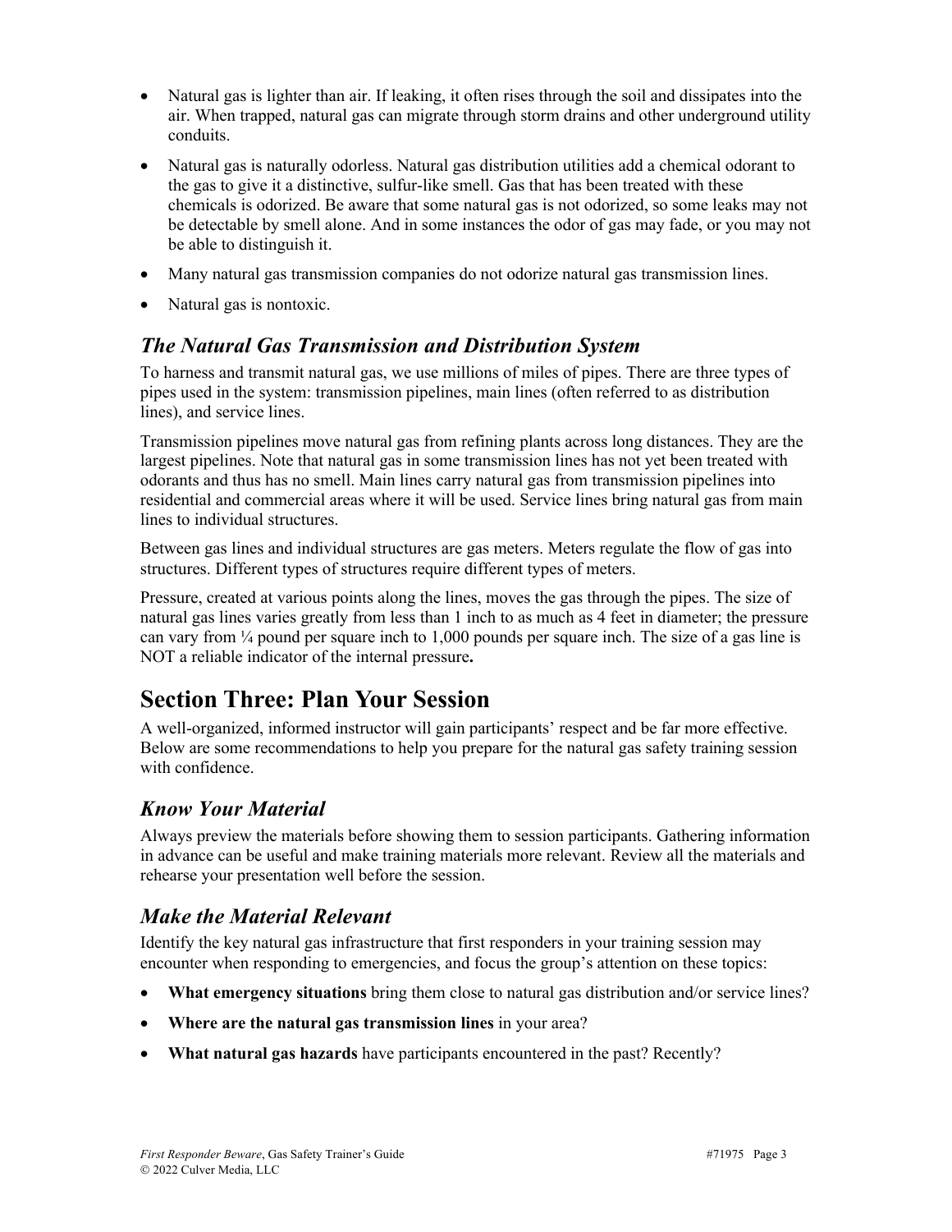- Natural gas is lighter than air. If leaking, it often rises through the soil and dissipates into the air. When trapped, natural gas can migrate through storm drains and other underground utility conduits.
- Natural gas is naturally odorless. Natural gas distribution utilities add a chemical odorant to the gas to give it a distinctive, sulfur-like smell. Gas that has been treated with these chemicals is odorized. Be aware that some natural gas is not odorized, so some leaks may not be detectable by smell alone. And in some instances the odor of gas may fade, or you may not be able to distinguish it.
- Many natural gas transmission companies do not odorize natural gas transmission lines.
- Natural gas is nontoxic.

### *The Natural Gas Transmission and Distribution System*

To harness and transmit natural gas, we use millions of miles of pipes. There are three types of pipes used in the system: transmission pipelines, main lines (often referred to as distribution lines), and service lines.

Transmission pipelines move natural gas from refining plants across long distances. They are the largest pipelines. Note that natural gas in some transmission lines has not yet been treated with odorants and thus has no smell. Main lines carry natural gas from transmission pipelines into residential and commercial areas where it will be used. Service lines bring natural gas from main lines to individual structures.

Between gas lines and individual structures are gas meters. Meters regulate the flow of gas into structures. Different types of structures require different types of meters.

Pressure, created at various points along the lines, moves the gas through the pipes. The size of natural gas lines varies greatly from less than 1 inch to as much as 4 feet in diameter; the pressure can vary from ¼ pound per square inch to 1,000 pounds per square inch. The size of a gas line is NOT a reliable indicator of the internal pressure**.**

## Section Three: Plan Your Session

A well-organized, informed instructor will gain participants' respect and be far more effective. Below are some recommendations to help you prepare for the natural gas safety training session with confidence.

### *Know Your Material*

Always preview the materials before showing them to session participants. Gathering information in advance can be useful and make training materials more relevant. Review all the materials and rehearse your presentation well before the session.

### *Make the Material Relevant*

Identify the key natural gas infrastructure that first responders in your training session may encounter when responding to emergencies, and focus the group's attention on these topics:

- **What emergency situations** bring them close to natural gas distribution and/or service lines?
- **Where are the natural gas transmission lines** in your area?
- **What natural gas hazards** have participants encountered in the past? Recently?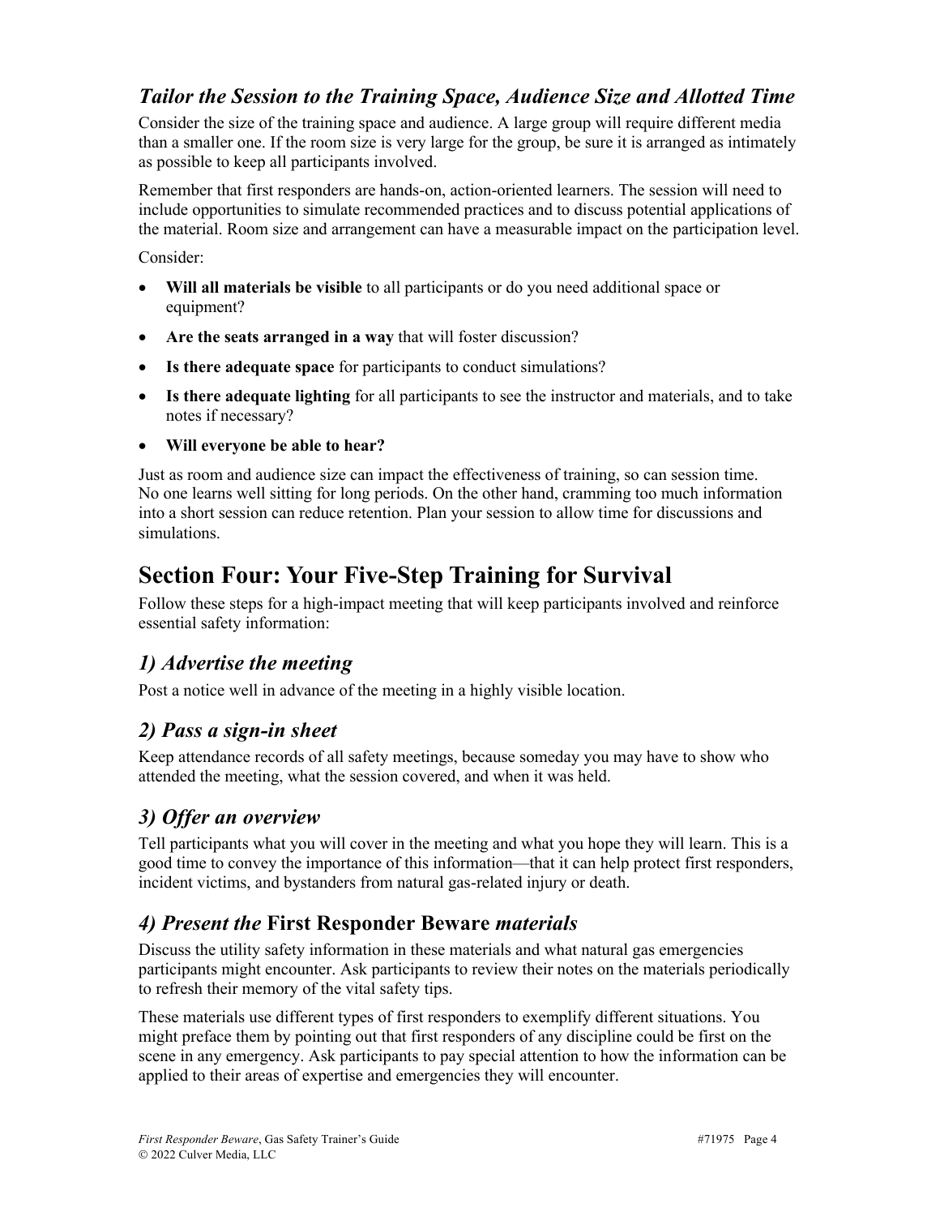### *Tailor the Session to the Training Space, Audience Size and Allotted Time*

Consider the size of the training space and audience. A large group will require different media than a smaller one. If the room size is very large for the group, be sure it is arranged as intimately as possible to keep all participants involved.

Remember that first responders are hands-on, action-oriented learners. The session will need to include opportunities to simulate recommended practices and to discuss potential applications of the material. Room size and arrangement can have a measurable impact on the participation level.

Consider:

- **Will all materials be visible** to all participants or do you need additional space or equipment?
- **Are the seats arranged in a way** that will foster discussion?
- **Is there adequate space** for participants to conduct simulations?
- **Is there adequate lighting** for all participants to see the instructor and materials, and to take notes if necessary?
- **Will everyone be able to hear?**

Just as room and audience size can impact the effectiveness of training, so can session time. No one learns well sitting for long periods. On the other hand, cramming too much information into a short session can reduce retention. Plan your session to allow time for discussions and simulations.

## Section Four: Your Five-Step Training for Survival

Follow these steps for a high-impact meeting that will keep participants involved and reinforce essential safety information:

### *1) Advertise the meeting*

Post a notice well in advance of the meeting in a highly visible location.

### *2) Pass a sign-in sheet*

Keep attendance records of all safety meetings, because someday you may have to show who attended the meeting, what the session covered, and when it was held.

### *3) Offer an overview*

Tell participants what you will cover in the meeting and what you hope they will learn. This is a good time to convey the importance of this information—that it can help protect first responders, incident victims, and bystanders from natural gas-related injury or death.

### *4) Present the* **First Responder Beware** *materials*

Discuss the utility safety information in these materials and what natural gas emergencies participants might encounter. Ask participants to review their notes on the materials periodically to refresh their memory of the vital safety tips.

These materials use different types of first responders to exemplify different situations. You might preface them by pointing out that first responders of any discipline could be first on the scene in any emergency. Ask participants to pay special attention to how the information can be applied to their areas of expertise and emergencies they will encounter.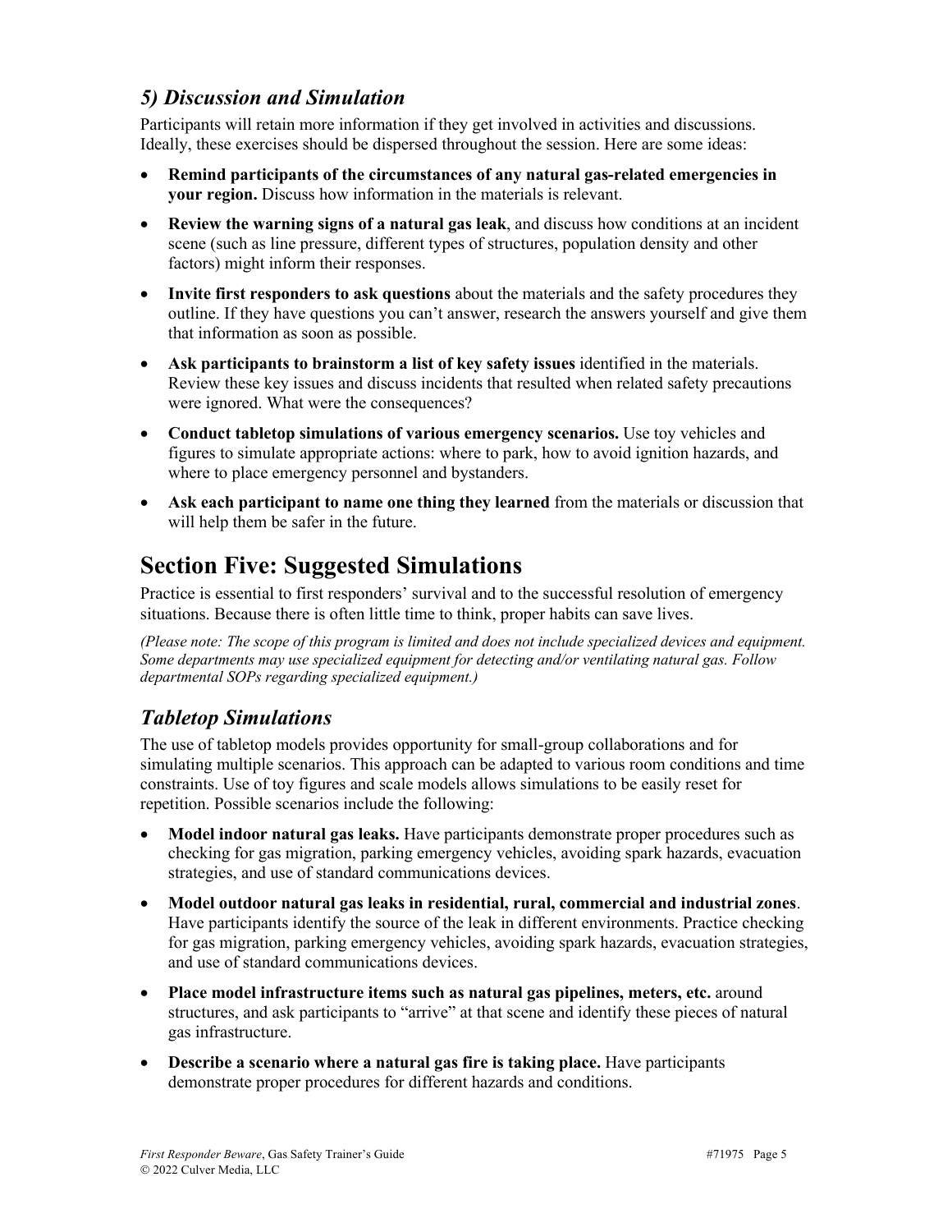### *5) Discussion and Simulation*

Participants will retain more information if they get involved in activities and discussions. Ideally, these exercises should be dispersed throughout the session. Here are some ideas:

- **Remind participants of the circumstances of any natural gas-related emergencies in your region.** Discuss how information in the materials is relevant.
- **Review the warning signs of a natural gas leak**, and discuss how conditions at an incident scene (such as line pressure, different types of structures, population density and other factors) might inform their responses.
- **Invite first responders to ask questions** about the materials and the safety procedures they outline. If they have questions you can't answer, research the answers yourself and give them that information as soon as possible.
- **Ask participants to brainstorm a list of key safety issues** identified in the materials. Review these key issues and discuss incidents that resulted when related safety precautions were ignored. What were the consequences?
- **Conduct tabletop simulations of various emergency scenarios.** Use toy vehicles and figures to simulate appropriate actions: where to park, how to avoid ignition hazards, and where to place emergency personnel and bystanders.
- **Ask each participant to name one thing they learned** from the materials or discussion that will help them be safer in the future.

## Section Five: Suggested Simulations

Practice is essential to first responders' survival and to the successful resolution of emergency situations. Because there is often little time to think, proper habits can save lives.

*(Please note: The scope of this program is limited and does not include specialized devices and equipment. Some departments may use specialized equipment for detecting and/or ventilating natural gas. Follow departmental SOPs regarding specialized equipment.)*

### *Tabletop Simulations*

The use of tabletop models provides opportunity for small-group collaborations and for simulating multiple scenarios. This approach can be adapted to various room conditions and time constraints. Use of toy figures and scale models allows simulations to be easily reset for repetition. Possible scenarios include the following:

- **Model indoor natural gas leaks.** Have participants demonstrate proper procedures such as checking for gas migration, parking emergency vehicles, avoiding spark hazards, evacuation strategies, and use of standard communications devices.
- **Model outdoor natural gas leaks in residential, rural, commercial and industrial zones**. Have participants identify the source of the leak in different environments. Practice checking for gas migration, parking emergency vehicles, avoiding spark hazards, evacuation strategies, and use of standard communications devices.
- **Place model infrastructure items such as natural gas pipelines, meters, etc.** around structures, and ask participants to "arrive" at that scene and identify these pieces of natural gas infrastructure.
- **Describe a scenario where a natural gas fire is taking place.** Have participants demonstrate proper procedures for different hazards and conditions.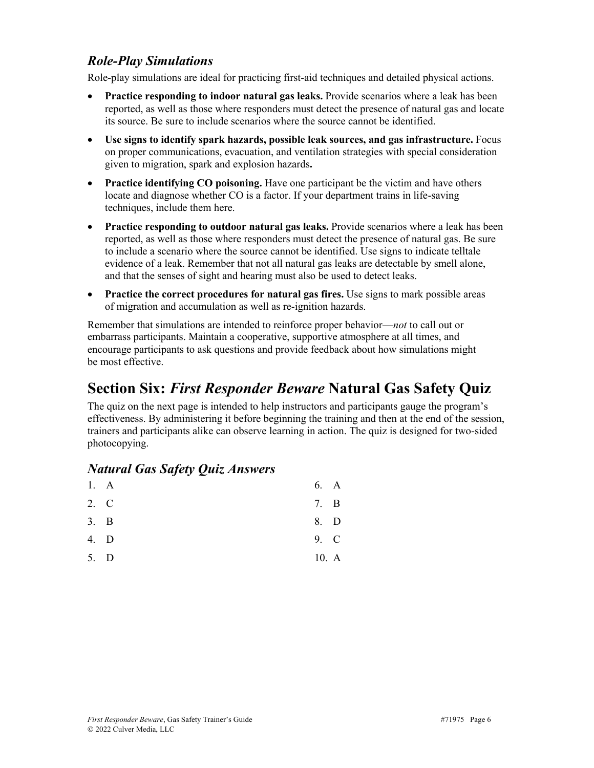### *Role-Play Simulations*

Role-play simulations are ideal for practicing first-aid techniques and detailed physical actions.

- **Practice responding to indoor natural gas leaks.** Provide scenarios where a leak has been reported, as well as those where responders must detect the presence of natural gas and locate its source. Be sure to include scenarios where the source cannot be identified.
- **Use signs to identify spark hazards, possible leak sources, and gas infrastructure.** Focus on proper communications, evacuation, and ventilation strategies with special consideration given to migration, spark and explosion hazards**.**
- **Practice identifying CO poisoning.** Have one participant be the victim and have others locate and diagnose whether CO is a factor. If your department trains in life-saving techniques, include them here.
- **Practice responding to outdoor natural gas leaks.** Provide scenarios where a leak has been reported, as well as those where responders must detect the presence of natural gas. Be sure to include a scenario where the source cannot be identified. Use signs to indicate telltale evidence of a leak. Remember that not all natural gas leaks are detectable by smell alone, and that the senses of sight and hearing must also be used to detect leaks.
- **Practice the correct procedures for natural gas fires.** Use signs to mark possible areas of migration and accumulation as well as re-ignition hazards.

Remember that simulations are intended to reinforce proper behavior—*not* to call out or embarrass participants. Maintain a cooperative, supportive atmosphere at all times, and encourage participants to ask questions and provide feedback about how simulations might be most effective.

## Section Six: *First Responder Beware* Natural Gas Safety Quiz

The quiz on the next page is intended to help instructors and participants gauge the program's effectiveness. By administering it before beginning the training and then at the end of the session, trainers and participants alike can observe learning in action. The quiz is designed for two-sided photocopying.

### *Natural Gas Safety Quiz Answers*

1. A
2. C
3. B
4. D
5. D
6. A
7. B
8. D
9. C
10. A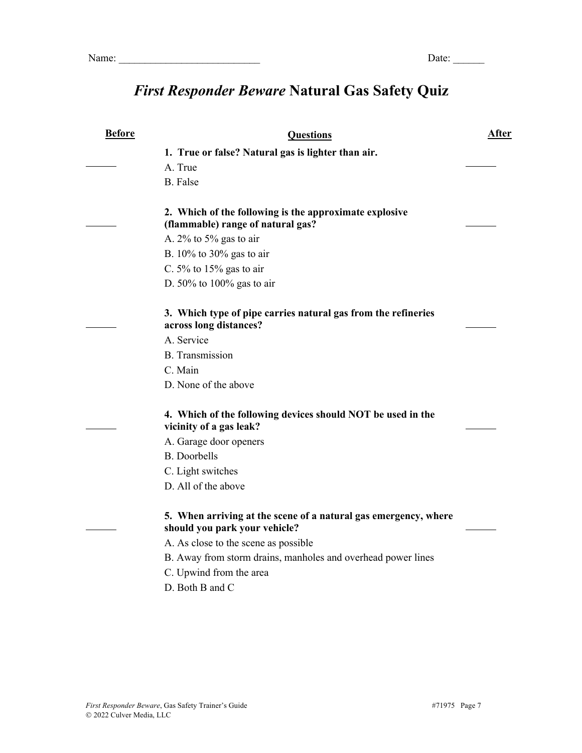Name: ___________________________ Date: ______

# *First Responder Beware* Natural Gas Safety Quiz

| Before | Questions | After |
|---|---|---|

**1. True or false? Natural gas is lighter than air.**

______ A. True ______

B. False

**2. Which of the following is the approximate explosive (flammable) range of natural gas?**

______ ______

A. 2% to 5% gas to air

B. 10% to 30% gas to air

C. 5% to 15% gas to air

D. 50% to 100% gas to air

**3. Which type of pipe carries natural gas from the refineries across long distances?**

______ ______

A. Service

B. Transmission

C. Main

D. None of the above

**4. Which of the following devices should NOT be used in the vicinity of a gas leak?**

______ ______

A. Garage door openers

B. Doorbells

C. Light switches

D. All of the above

**5. When arriving at the scene of a natural gas emergency, where should you park your vehicle?**

______ ______

A. As close to the scene as possible

B. Away from storm drains, manholes and overhead power lines

C. Upwind from the area

D. Both B and C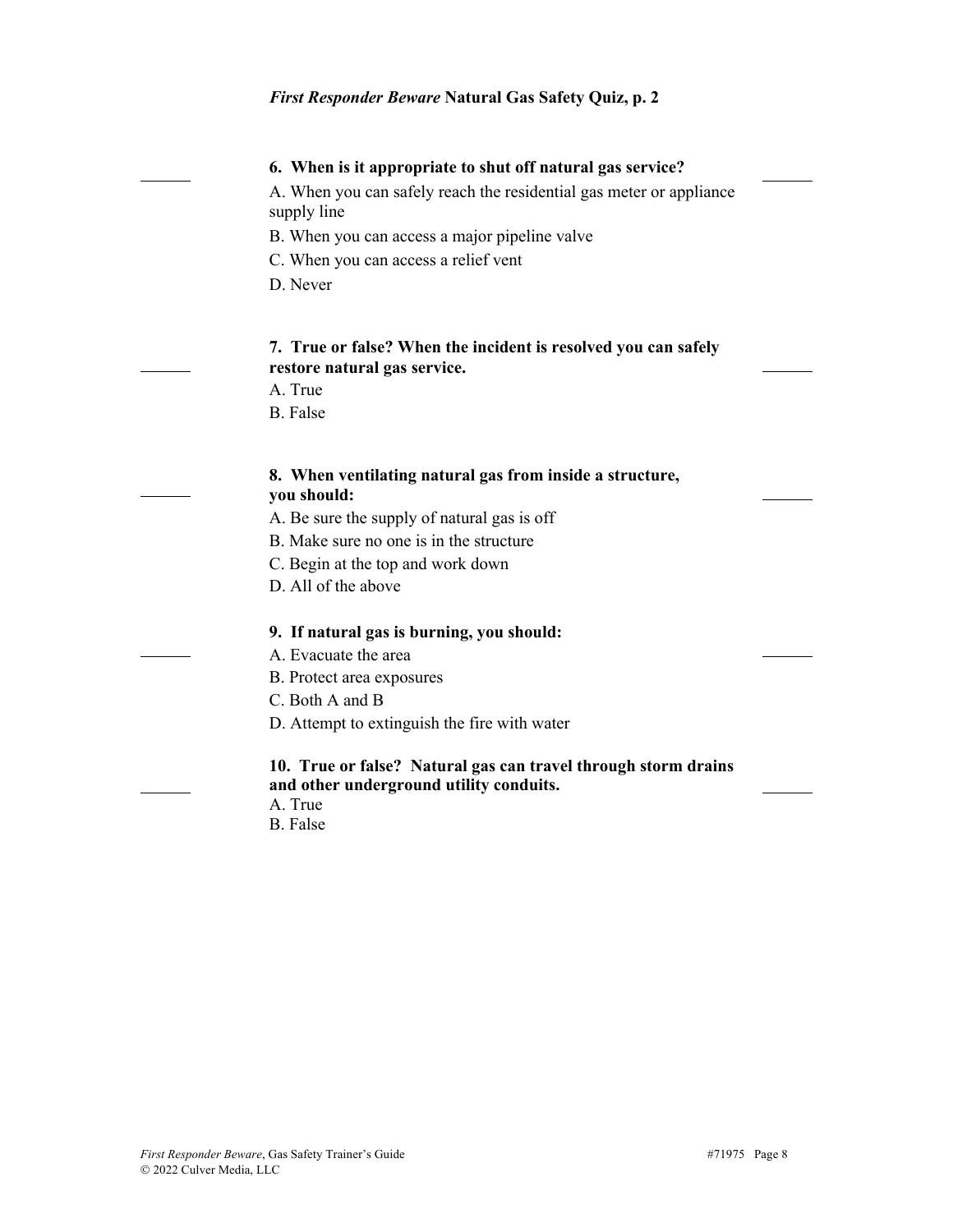*First Responder Beware* **Natural Gas Safety Quiz, p. 2**

**6. When is it appropriate to shut off natural gas service?**

A. When you can safely reach the residential gas meter or appliance supply line

B. When you can access a major pipeline valve

C. When you can access a relief vent

D. Never

**7. True or false? When the incident is resolved you can safely restore natural gas service.**

A. True

B. False

**8. When ventilating natural gas from inside a structure, you should:**

A. Be sure the supply of natural gas is off

B. Make sure no one is in the structure

C. Begin at the top and work down

D. All of the above

**9. If natural gas is burning, you should:**

A. Evacuate the area

B. Protect area exposures

C. Both A and B

D. Attempt to extinguish the fire with water

**10. True or false? Natural gas can travel through storm drains and other underground utility conduits.**

A. True

B. False